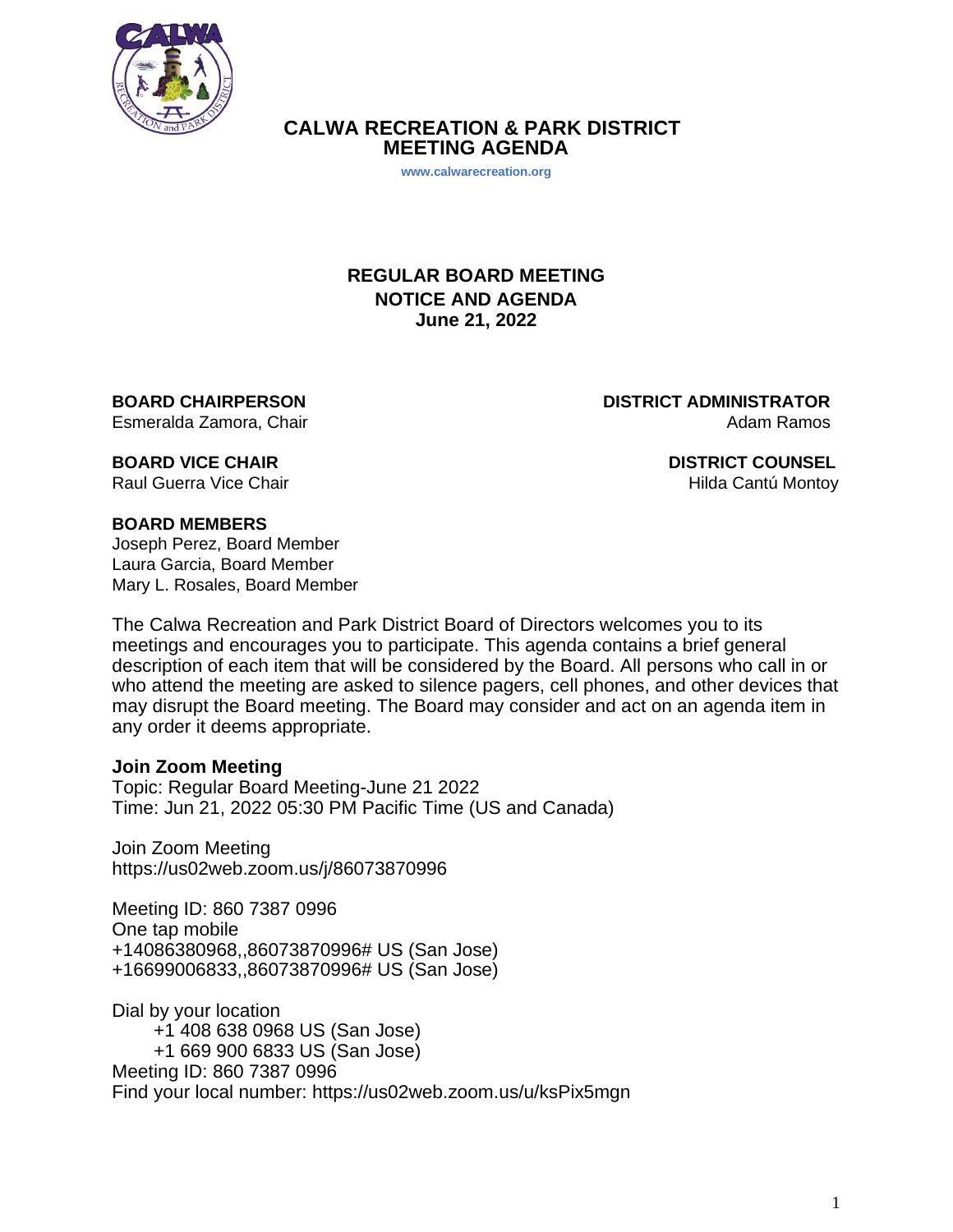# CALWA RECREATION & PARK DISTRICT
# MEETING AGENDA

www.calwarecreation.org

## REGULAR BOARD MEETING
## NOTICE AND AGENDA
## June 21, 2022

**BOARD CHAIRPERSON**
Esmeralda Zamora, Chair

**BOARD VICE CHAIR**
Raul Guerra Vice Chair

**BOARD MEMBERS**
Joseph Perez, Board Member
Laura Garcia, Board Member
Mary L. Rosales, Board Member

**DISTRICT ADMINISTRATOR**
Adam Ramos

**DISTRICT COUNSEL**
Hilda Cantú Montoy

The Calwa Recreation and Park District Board of Directors welcomes you to its meetings and encourages you to participate. This agenda contains a brief general description of each item that will be considered by the Board. All persons who call in or who attend the meeting are asked to silence pagers, cell phones, and other devices that may disrupt the Board meeting. The Board may consider and act on an agenda item in any order it deems appropriate.

**Join Zoom Meeting**
Topic: Regular Board Meeting-June 21 2022
Time: Jun 21, 2022 05:30 PM Pacific Time (US and Canada)

Join Zoom Meeting
https://us02web.zoom.us/j/86073870996

Meeting ID: 860 7387 0996
One tap mobile
+14086380968,,86073870996# US (San Jose)
+16699006833,,86073870996# US (San Jose)

Dial by your location
+1 408 638 0968 US (San Jose)
+1 669 900 6833 US (San Jose)
Meeting ID: 860 7387 0996
Find your local number: https://us02web.zoom.us/u/ksPix5mgn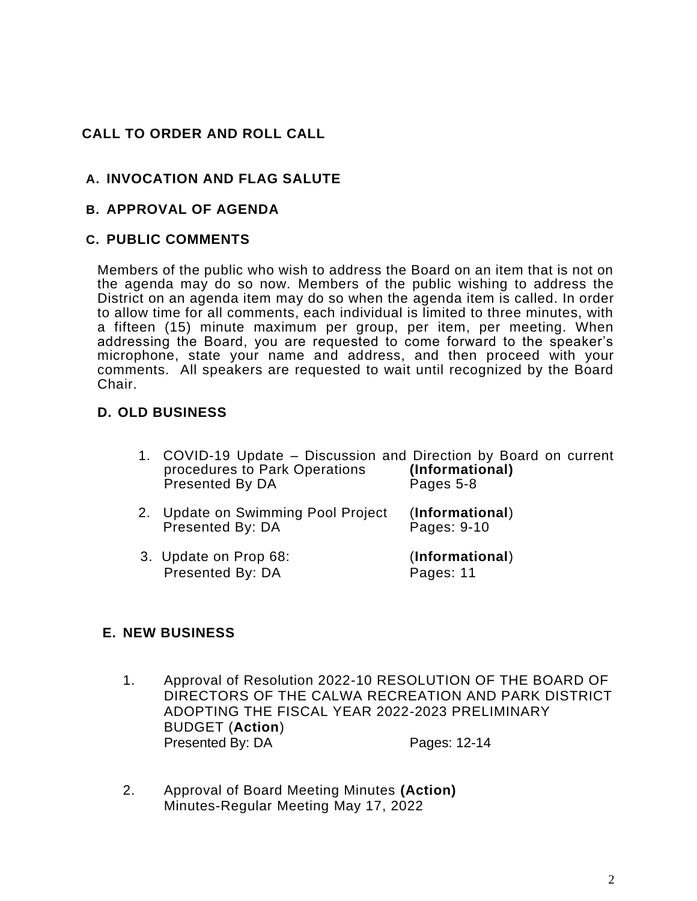## CALL TO ORDER AND ROLL CALL

### A. INVOCATION AND FLAG SALUTE

### B. APPROVAL OF AGENDA

### C. PUBLIC COMMENTS

Members of the public who wish to address the Board on an item that is not on the agenda may do so now. Members of the public wishing to address the District on an agenda item may do so when the agenda item is called. In order to allow time for all comments, each individual is limited to three minutes, with a fifteen (15) minute maximum per group, per item, per meeting. When addressing the Board, you are requested to come forward to the speaker's microphone, state your name and address, and then proceed with your comments. All speakers are requested to wait until recognized by the Board Chair.

### D. OLD BUSINESS

1. COVID-19 Update – Discussion and Direction by Board on current procedures to Park Operations **(Informational)**
   Presented By DA — Pages 5-8

2. Update on Swimming Pool Project (**Informational**)
   Presented By: DA — Pages: 9-10

3. Update on Prop 68: (**Informational**)
   Presented By: DA — Pages: 11

### E. NEW BUSINESS

1. Approval of Resolution 2022-10 RESOLUTION OF THE BOARD OF DIRECTORS OF THE CALWA RECREATION AND PARK DISTRICT ADOPTING THE FISCAL YEAR 2022-2023 PRELIMINARY BUDGET (**Action**)
   Presented By: DA — Pages: 12-14

2. Approval of Board Meeting Minutes **(Action)**
   Minutes-Regular Meeting May 17, 2022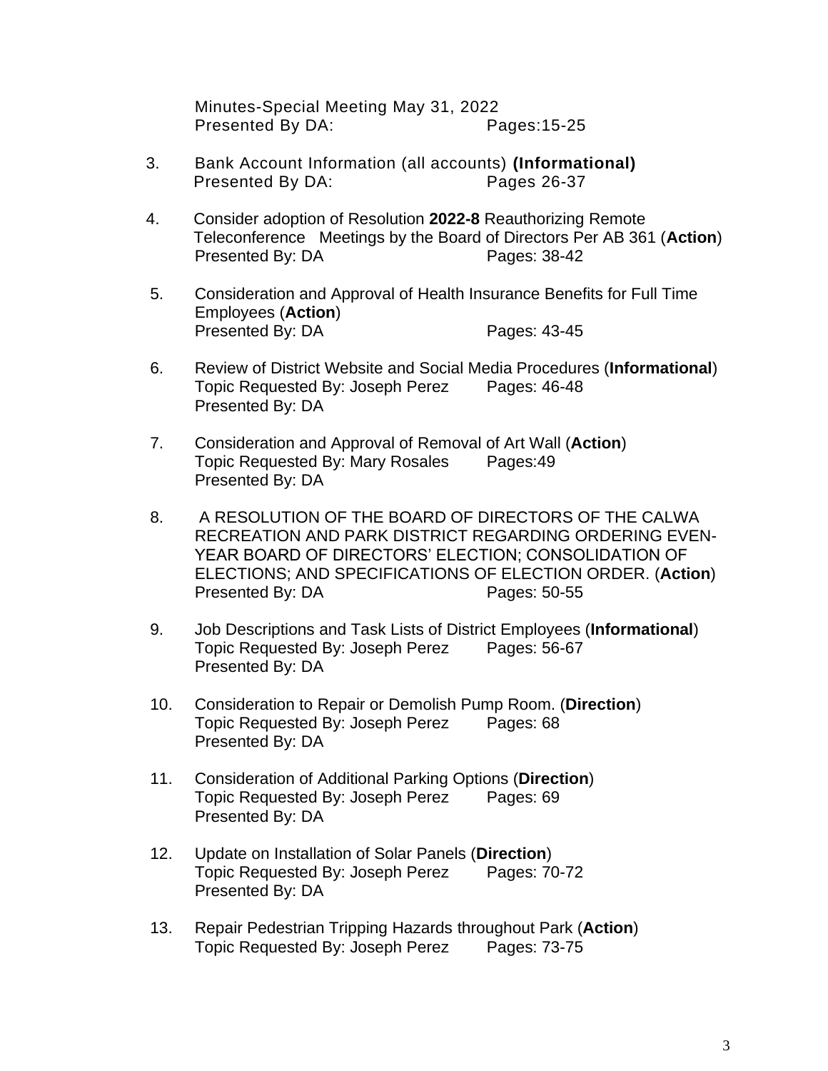Minutes-Special Meeting May 31, 2022
Presented By DA: Pages:15-25

3. Bank Account Information (all accounts) **(Informational)**
   Presented By DA: Pages 26-37

4. Consider adoption of Resolution **2022-8** Reauthorizing Remote Teleconference Meetings by the Board of Directors Per AB 361 (**Action**)
   Presented By: DA Pages: 38-42

5. Consideration and Approval of Health Insurance Benefits for Full Time Employees (**Action**)
   Presented By: DA Pages: 43-45

6. Review of District Website and Social Media Procedures (**Informational**)
   Topic Requested By: Joseph Perez Pages: 46-48
   Presented By: DA

7. Consideration and Approval of Removal of Art Wall (**Action**)
   Topic Requested By: Mary Rosales Pages:49
   Presented By: DA

8. A RESOLUTION OF THE BOARD OF DIRECTORS OF THE CALWA RECREATION AND PARK DISTRICT REGARDING ORDERING EVEN-YEAR BOARD OF DIRECTORS' ELECTION; CONSOLIDATION OF ELECTIONS; AND SPECIFICATIONS OF ELECTION ORDER. (**Action**)
   Presented By: DA Pages: 50-55

9. Job Descriptions and Task Lists of District Employees (**Informational**)
   Topic Requested By: Joseph Perez Pages: 56-67
   Presented By: DA

10. Consideration to Repair or Demolish Pump Room. (**Direction**)
    Topic Requested By: Joseph Perez Pages: 68
    Presented By: DA

11. Consideration of Additional Parking Options (**Direction**)
    Topic Requested By: Joseph Perez Pages: 69
    Presented By: DA

12. Update on Installation of Solar Panels (**Direction**)
    Topic Requested By: Joseph Perez Pages: 70-72
    Presented By: DA

13. Repair Pedestrian Tripping Hazards throughout Park (**Action**)
    Topic Requested By: Joseph Perez Pages: 73-75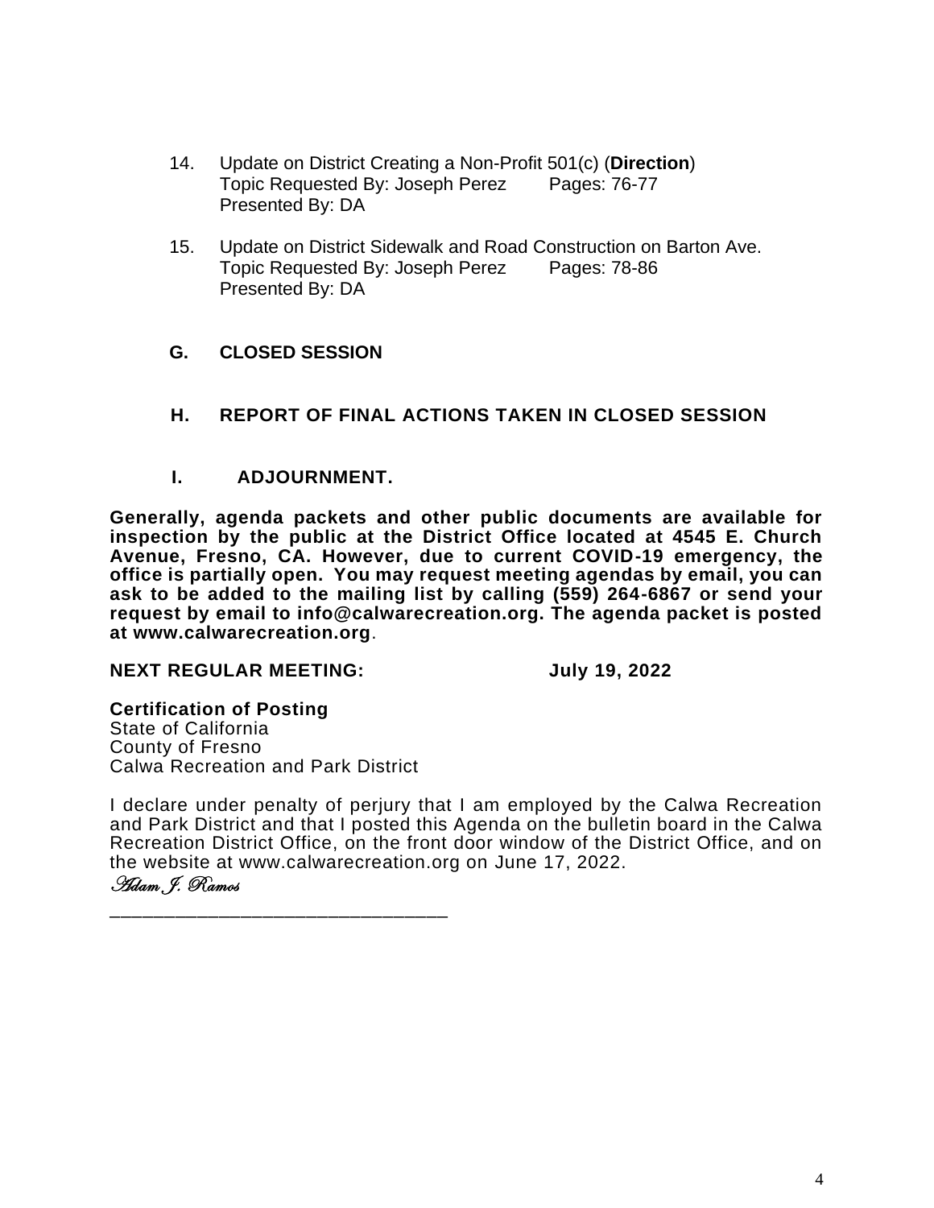14. Update on District Creating a Non-Profit 501(c) (**Direction**)
    Topic Requested By: Joseph Perez Pages: 76-77
    Presented By: DA

15. Update on District Sidewalk and Road Construction on Barton Ave.
    Topic Requested By: Joseph Perez Pages: 78-86
    Presented By: DA

**G. CLOSED SESSION**

**H. REPORT OF FINAL ACTIONS TAKEN IN CLOSED SESSION**

**I. ADJOURNMENT.**

**Generally, agenda packets and other public documents are available for inspection by the public at the District Office located at 4545 E. Church Avenue, Fresno, CA. However, due to current COVID-19 emergency, the office is partially open. You may request meeting agendas by email, you can ask to be added to the mailing list by calling (559) 264-6867 or send your request by email to info@calwarecreation.org. The agenda packet is posted at www.calwarecreation.org**.

**NEXT REGULAR MEETING: July 19, 2022**

**Certification of Posting**
State of California
County of Fresno
Calwa Recreation and Park District

I declare under penalty of perjury that I am employed by the Calwa Recreation and Park District and that I posted this Agenda on the bulletin board in the Calwa Recreation District Office, on the front door window of the District Office, and on the website at www.calwarecreation.org on June 17, 2022.

*Adam J. Ramos*
________________________________